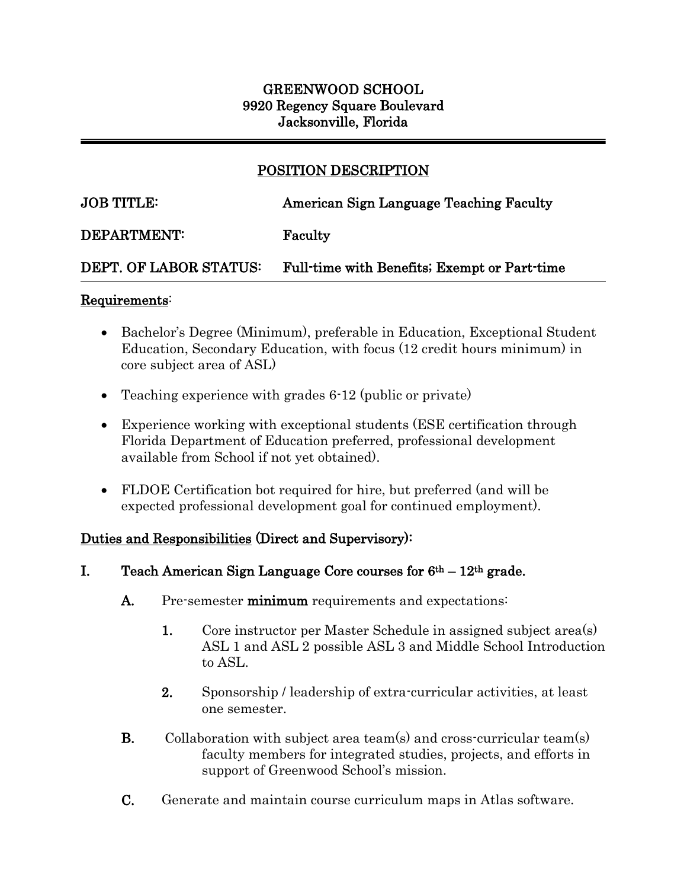**GREENWOOD SCHOOL**
**9920 Regency Square Boulevard**
**Jacksonville, Florida**

---

## POSITION DESCRIPTION

**JOB TITLE:** American Sign Language Teaching Faculty

**DEPARTMENT:** Faculty

**DEPT. OF LABOR STATUS:** Full-time with Benefits; Exempt or Part-time

---

### Requirements:

- Bachelor's Degree (Minimum), preferable in Education, Exceptional Student Education, Secondary Education, with focus (12 credit hours minimum) in core subject area of ASL)
- Teaching experience with grades 6-12 (public or private)
- Experience working with exceptional students (ESE certification through Florida Department of Education preferred, professional development available from School if not yet obtained).
- FLDOE Certification bot required for hire, but preferred (and will be expected professional development goal for continued employment).

### Duties and Responsibilities (Direct and Supervisory):

**I. Teach American Sign Language Core courses for 6th – 12th grade.**

**A.** Pre-semester **minimum** requirements and expectations:

**1.** Core instructor per Master Schedule in assigned subject area(s) ASL 1 and ASL 2 possible ASL 3 and Middle School Introduction to ASL.

**2.** Sponsorship / leadership of extra-curricular activities, at least one semester.

**B.** Collaboration with subject area team(s) and cross-curricular team(s) faculty members for integrated studies, projects, and efforts in support of Greenwood School's mission.

**C.** Generate and maintain course curriculum maps in Atlas software.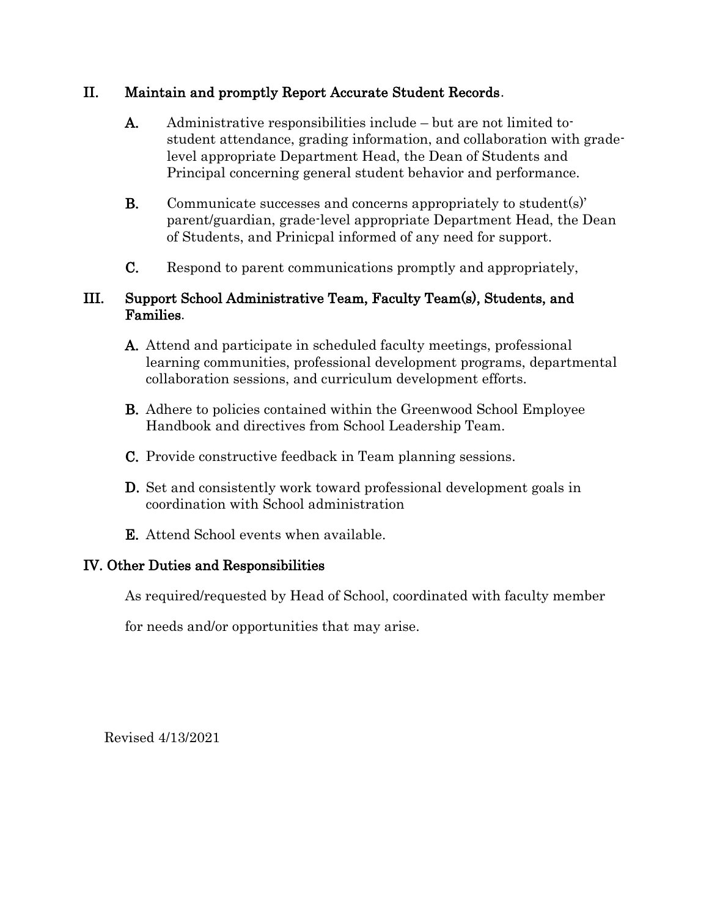## II. Maintain and promptly Report Accurate Student Records.

**A.** Administrative responsibilities include – but are not limited to-student attendance, grading information, and collaboration with grade-level appropriate Department Head, the Dean of Students and Principal concerning general student behavior and performance.

**B.** Communicate successes and concerns appropriately to student(s)' parent/guardian, grade-level appropriate Department Head, the Dean of Students, and Prinicpal informed of any need for support.

**C.** Respond to parent communications promptly and appropriately,

## III. Support School Administrative Team, Faculty Team(s), Students, and Families.

**A.** Attend and participate in scheduled faculty meetings, professional learning communities, professional development programs, departmental collaboration sessions, and curriculum development efforts.

**B.** Adhere to policies contained within the Greenwood School Employee Handbook and directives from School Leadership Team.

**C.** Provide constructive feedback in Team planning sessions.

**D.** Set and consistently work toward professional development goals in coordination with School administration

**E.** Attend School events when available.

## IV. Other Duties and Responsibilities

As required/requested by Head of School, coordinated with faculty member for needs and/or opportunities that may arise.

Revised 4/13/2021